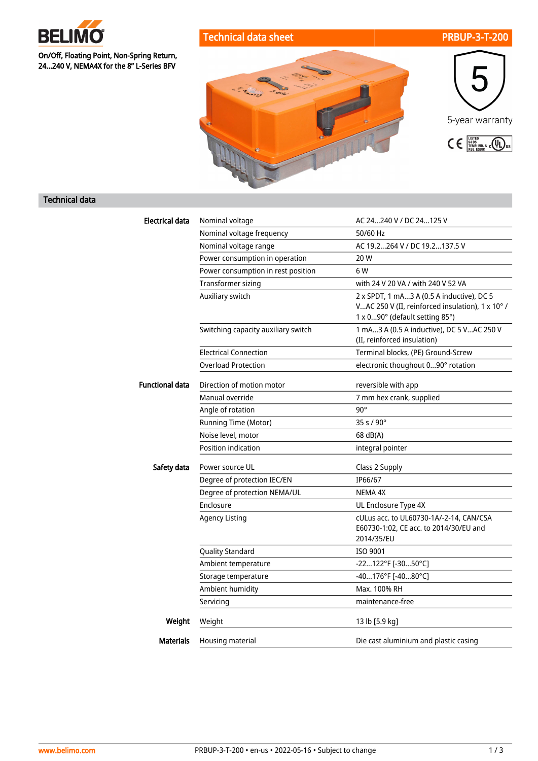BELIMO

On/Off, Floating Point, Non-Spring Return, 24...240 V, NEMA4X for the 8" L-Series BFV

# Technical data sheet — PRBUP-3-T-200

5-year warranty

## Technical data

| | | |
|---|---|---|
| **Electrical data** | Nominal voltage | AC 24...240 V / DC 24...125 V |
| | Nominal voltage frequency | 50/60 Hz |
| | Nominal voltage range | AC 19.2...264 V / DC 19.2...137.5 V |
| | Power consumption in operation | 20 W |
| | Power consumption in rest position | 6 W |
| | Transformer sizing | with 24 V 20 VA / with 240 V 52 VA |
| | Auxiliary switch | 2 x SPDT, 1 mA...3 A (0.5 A inductive), DC 5 V...AC 250 V (II, reinforced insulation), 1 x 10° / 1 x 0...90° (default setting 85°) |
| | Switching capacity auxiliary switch | 1 mA...3 A (0.5 A inductive), DC 5 V...AC 250 V (II, reinforced insulation) |
| | Electrical Connection | Terminal blocks, (PE) Ground-Screw |
| | Overload Protection | electronic thoughout 0...90° rotation |
| **Functional data** | Direction of motion motor | reversible with app |
| | Manual override | 7 mm hex crank, supplied |
| | Angle of rotation | 90° |
| | Running Time (Motor) | 35 s / 90° |
| | Noise level, motor | 68 dB(A) |
| | Position indication | integral pointer |
| **Safety data** | Power source UL | Class 2 Supply |
| | Degree of protection IEC/EN | IP66/67 |
| | Degree of protection NEMA/UL | NEMA 4X |
| | Enclosure | UL Enclosure Type 4X |
| | Agency Listing | cULus acc. to UL60730-1A/-2-14, CAN/CSA E60730-1:02, CE acc. to 2014/30/EU and 2014/35/EU |
| | Quality Standard | ISO 9001 |
| | Ambient temperature | -22...122°F [-30...50°C] |
| | Storage temperature | -40...176°F [-40...80°C] |
| | Ambient humidity | Max. 100% RH |
| | Servicing | maintenance-free |
| **Weight** | Weight | 13 lb [5.9 kg] |
| **Materials** | Housing material | Die cast aluminium and plastic casing |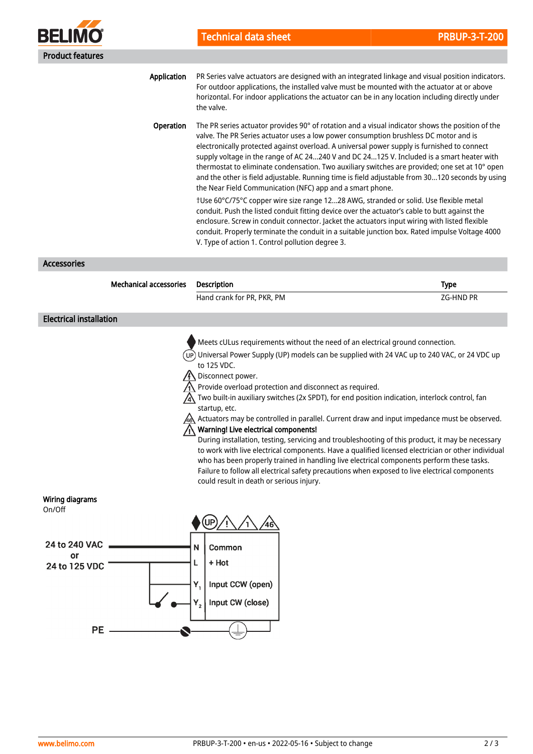## Product features

**Application**

PR Series valve actuators are designed with an integrated linkage and visual position indicators. For outdoor applications, the installed valve must be mounted with the actuator at or above horizontal. For indoor applications the actuator can be in any location including directly under the valve.

**Operation**

The PR series actuator provides 90° of rotation and a visual indicator shows the position of the valve. The PR Series actuator uses a low power consumption brushless DC motor and is electronically protected against overload. A universal power supply is furnished to connect supply voltage in the range of AC 24...240 V and DC 24...125 V. Included is a smart heater with thermostat to eliminate condensation. Two auxiliary switches are provided; one set at 10° open and the other is field adjustable. Running time is field adjustable from 30...120 seconds by using the Near Field Communication (NFC) app and a smart phone.

†Use 60°C/75°C copper wire size range 12...28 AWG, stranded or solid. Use flexible metal conduit. Push the listed conduit fitting device over the actuator's cable to butt against the enclosure. Screw in conduit connector. Jacket the actuators input wiring with listed flexible conduit. Properly terminate the conduit in a suitable junction box. Rated impulse Voltage 4000 V. Type of action 1. Control pollution degree 3.

## Accessories

**Mechanical accessories**

| Description | Type |
|---|---|
| Hand crank for PR, PKR, PM | ZG-HND PR |

## Electrical installation

- Meets cULus requirements without the need of an electrical ground connection.
- (UP) Universal Power Supply (UP) models can be supplied with 24 VAC up to 240 VAC, or 24 VDC up to 125 VDC.
- Disconnect power.
- Provide overload protection and disconnect as required.
- Two built-in auxiliary switches (2x SPDT), for end position indication, interlock control, fan startup, etc.
- Actuators may be controlled in parallel. Current draw and input impedance must be observed.
- **Warning! Live electrical components!**
  During installation, testing, servicing and troubleshooting of this product, it may be necessary to work with live electrical components. Have a qualified licensed electrician or other individual who has been properly trained in handling live electrical components perform these tasks. Failure to follow all electrical safety precautions when exposed to live electrical components could result in death or serious injury.

**Wiring diagrams**

On/Off

24 to 240 VAC or 24 to 125 VDC

| Terminal | Function |
|---|---|
| N | Common |
| L | + Hot |
| $Y_1$ | Input CCW (open) |
| $Y_2$ | Input CW (close) |

PE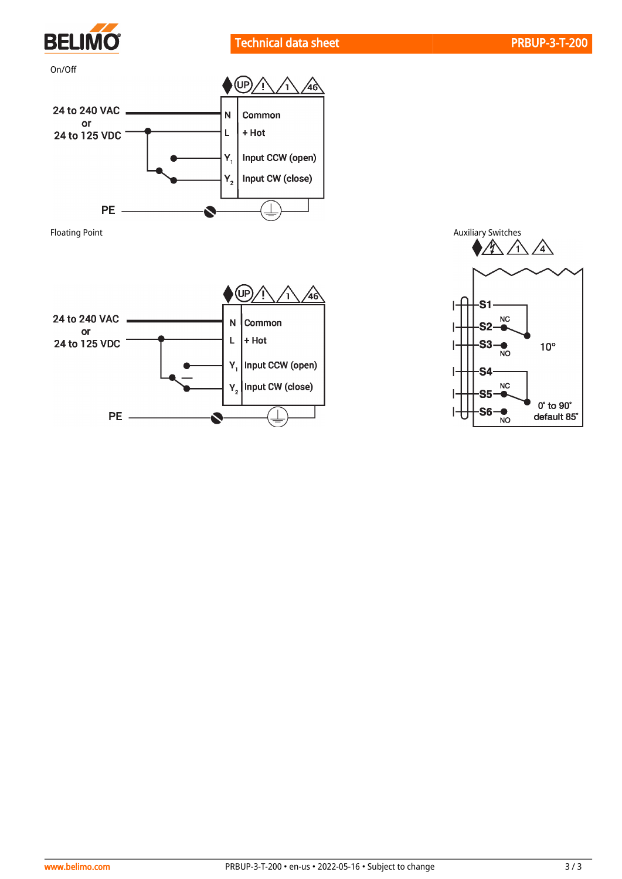On/Off

24 to 240 VAC
or
24 to 125 VDC

N Common
L + Hot
$Y_1$ Input CCW (open)
$Y_2$ Input CW (close)

PE

Floating Point

24 to 240 VAC
or
24 to 125 VDC

N Common
L + Hot
$Y_1$ Input CCW (open)
$Y_2$ Input CW (close)

PE

Auxiliary Switches

S1
S2 NC
S3 NO
10°

S4
S5 NC
S6 NO
0° to 90°
default 85°